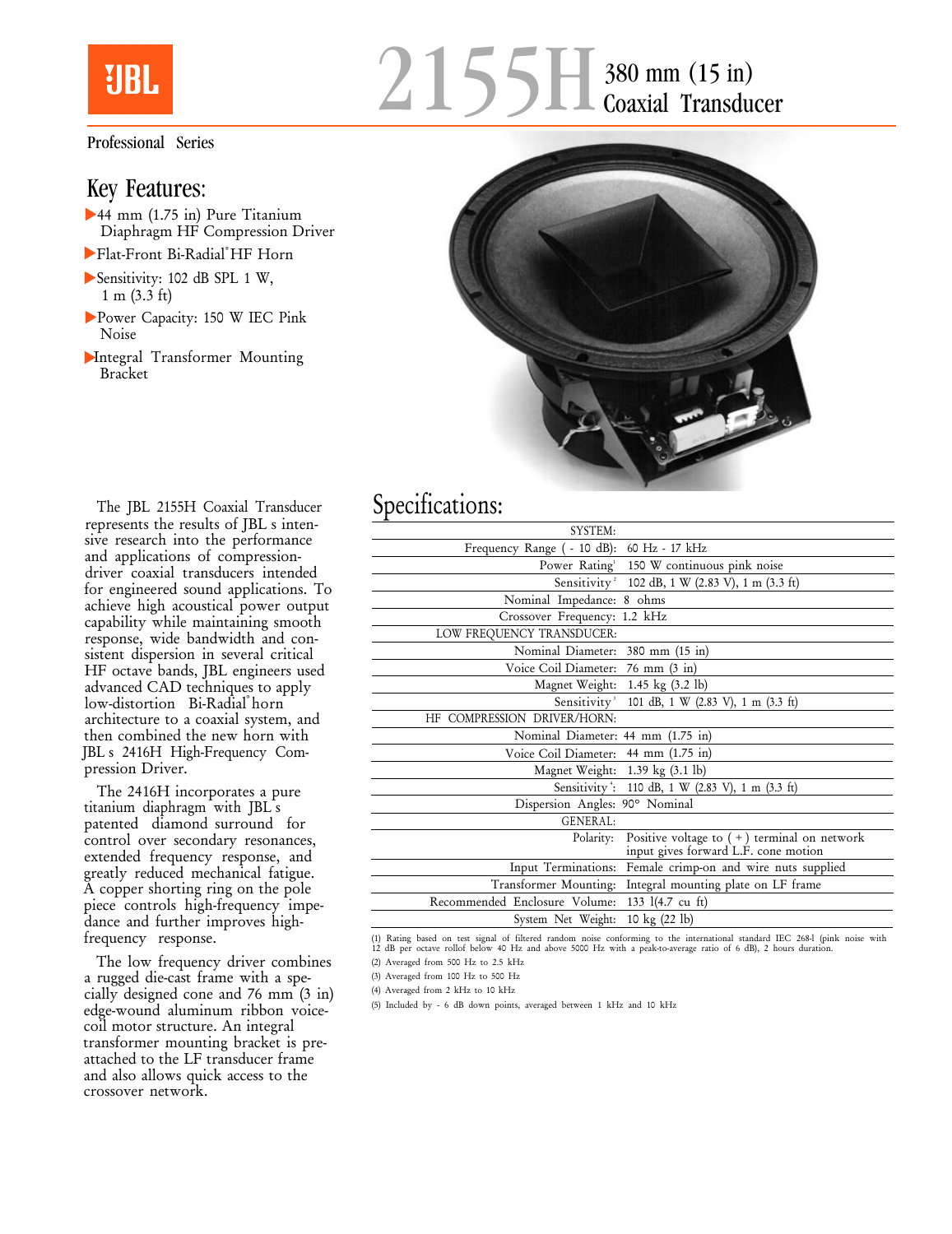# 2155H 380 mm (15 in) Coaxial Transducer

Professional Series

## Key Features:

- 44 mm (1.75 in) Pure Titanium Diaphragm HF Compression Driver
- Flat-Front Bi-Radial® HF Horn
- Sensitivity: 102 dB SPL 1 W, 1 m (3.3 ft)
- Power Capacity: 150 W IEC Pink Noise
- Integral Transformer Mounting Bracket

The JBL 2155H Coaxial Transducer represents the results of JBL s intensive research into the performance and applications of compression-driver coaxial transducers intended for engineered sound applications. To achieve high acoustical power output capability while maintaining smooth response, wide bandwidth and consistent dispersion in several critical HF octave bands, JBL engineers used advanced CAD techniques to apply low-distortion Bi-Radial® horn architecture to a coaxial system, and then combined the new horn with JBL s 2416H High-Frequency Compression Driver.

The 2416H incorporates a pure titanium diaphragm with JBL s patented diamond surround for control over secondary resonances, extended frequency response, and greatly reduced mechanical fatigue. A copper shorting ring on the pole piece controls high-frequency impedance and further improves high-frequency response.

The low frequency driver combines a rugged die-cast frame with a specially designed cone and 76 mm (3 in) edge-wound aluminum ribbon voice-coil motor structure. An integral transformer mounting bracket is pre-attached to the LF transducer frame and also allows quick access to the crossover network.

## Specifications:

| | |
|---|---|
| SYSTEM: | |
| Frequency Range ( - 10 dB): | 60 Hz - 17 kHz |
| Power Rating[1] | 150 W continuous pink noise |
| Sensitivity[2] | 102 dB, 1 W (2.83 V), 1 m (3.3 ft) |
| Nominal Impedance: | 8 ohms |
| Crossover Frequency: | 1.2 kHz |
| LOW FREQUENCY TRANSDUCER: | |
| Nominal Diameter: | 380 mm (15 in) |
| Voice Coil Diameter: | 76 mm (3 in) |
| Magnet Weight: | 1.45 kg (3.2 lb) |
| Sensitivity[3] | 101 dB, 1 W (2.83 V), 1 m (3.3 ft) |
| HF COMPRESSION DRIVER/HORN: | |
| Nominal Diameter: | 44 mm (1.75 in) |
| Voice Coil Diameter: | 44 mm (1.75 in) |
| Magnet Weight: | 1.39 kg (3.1 lb) |
| Sensitivity[4]: | 110 dB, 1 W (2.83 V), 1 m (3.3 ft) |
| Dispersion Angles: | 90° Nominal |
| GENERAL: | |
| Polarity: | Positive voltage to ( + ) terminal on network input gives forward L.F. cone motion |
| Input Terminations: | Female crimp-on and wire nuts supplied |
| Transformer Mounting: | Integral mounting plate on LF frame |
| Recommended Enclosure Volume: | 133 l(4.7 cu ft) |
| System Net Weight: | 10 kg (22 lb) |

(1) Rating based on test signal of filtered random noise conforming to the international standard IEC 268-l (pink noise with 12 dB per octave rolloff below 40 Hz and above 5000 Hz with a peak-to-average ratio of 6 dB), 2 hours duration.

(2) Averaged from 500 Hz to 2.5 kHz

(3) Averaged from 100 Hz to 500 Hz

(4) Averaged from 2 kHz to 10 kHz

(5) Included by - 6 dB down points, averaged between 1 kHz and 10 kHz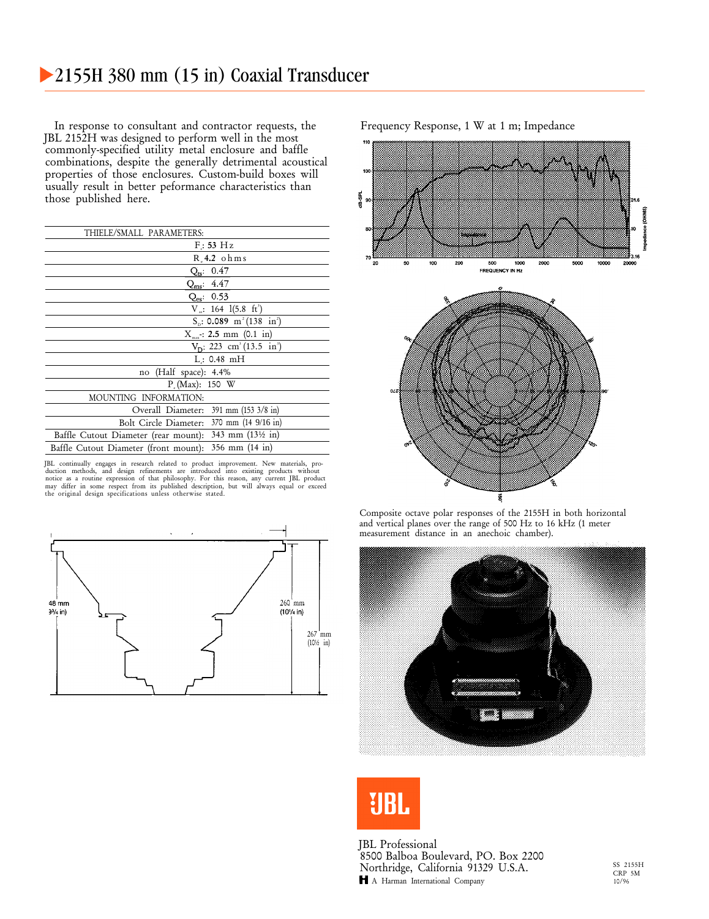# 2155H 380 mm (15 in) Coaxial Transducer

In response to consultant and contractor requests, the JBL 2152H was designed to perform well in the most commonly-specified utility metal enclosure and baffle combinations, despite the generally detrimental acoustical properties of those enclosures. Custom-build boxes will usually result in better peformance characteristics than those published here.

| THIELE/SMALL PARAMETERS: | |
|---|---|
| | $F_s$: **53** Hz |
| | $R_e$ **4.2** ohms |
| | $Q_{ts}$: 0.47 |
| | $Q_{ms}$: 4.47 |
| | $Q_{es}$: 0.53 |
| | $V_{as}$: 164 l(5.8 $ft^3$) |
| | $S_D$: **0.089** $m^2$ (138 $in^2$) |
| | $X_{max}$: **2.5** mm (0.1 in) |
| | $V_D$: 223 $cm^3$ (13.5 $in^3$) |
| | $L_e$: 0.48 mH |
| | no (Half space): 4.4% |
| | $P_e$ (Max): 150 W |
| MOUNTING INFORMATION: | |
| Overall Diameter: | 391 mm (153 3/8 in) |
| Bolt Circle Diameter: | 370 mm (14 9/16 in) |
| Baffle Cutout Diameter (rear mount): | 343 mm (13½ in) |
| Baffle Cutout Diameter (front mount): | 356 mm (14 in) |

JBL continually engages in research related to product improvement. New materials, production methods, and design refinements are introduced into existing products without notice as a routine expression of that philosophy. For this reason, any current JBL product may differ in some respect from its published description, but will always equal or exceed the original design specifications unless otherwise stated.

48 mm
3¾ in)
260 mm
(10¼ in)
267 mm
(10½ in)

Frequency Response, 1 W at 1 m; Impedance

dB-SPL
110
100
90
80
70
Impedance
31.6
10
3.16
Impedance (OHMS)
20 50 100 200 500 1000 2000 5000 10000 20000
FREQUENCY IN Hz

0
30
60
90
120
150
180
210
240
270
300
330

Composite octave polar responses of the 2155H in both horizontal and vertical planes over the range of 500 Hz to 16 kHz (1 meter measurement distance in an anechoic chamber).

JBL

JBL Professional
8500 Balboa Boulevard, PO. Box 2200
Northridge, California 91329 U.S.A.
A Harman International Company

SS 2155H
CRP 5M
10/96